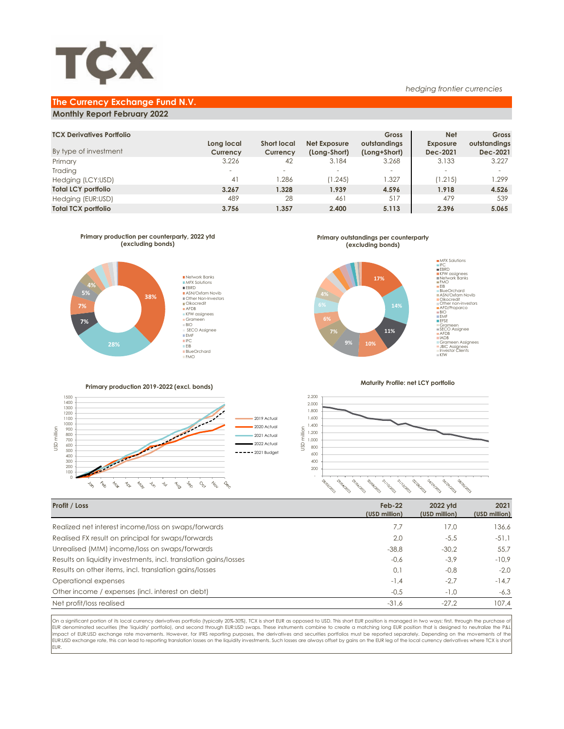# TCX

*hedging frontier currencies*

## The Currency Exchange Fund N.V.

### Monthly Report February 2022

| TCX Derivatives Portfolio<br>By type of investment | Long local Currency | Short local Currency | Net Exposure (Long-Short) | Gross outstandings (Long+Short) | Net Exposure Dec-2021 | Gross outstandings Dec-2021 |
|---|---|---|---|---|---|---|
| Primary | 3.226 | 42 | 3.184 | 3.268 | 3.133 | 3.227 |
| Trading | - | - | - | - | - | - |
| Hedging (LCY:USD) | 41 | 1.286 | (1.245) | 1.327 | (1.215) | 1.299 |
| **Total LCY portfolio** | **3.267** | **1.328** | **1.939** | **4.596** | **1.918** | **4.526** |
| Hedging (EUR:USD) | 489 | 28 | 461 | 517 | 479 | 539 |
| **Total TCX portfolio** | **3.756** | **1.357** | **2.400** | **5.113** | **2.396** | **5.065** |

**Primary production per counterparty, 2022 ytd (excluding bonds)**

Network Banks 38%, MFX Solutions 28%, EBRD 7%, ASN/Oxfam Novib 7%, Other Non-Investors 5%, Oikocredit 4%, AFDB, KFW assignees, Grameen, BIO, SECO Assignee, EMF, IFC, EIB, BlueOrchard, FMO

**Primary outstandings per counterparty (excluding bonds)**

MFX Solutions 17%, IFC 14%, EBRD 11%, KFW assignees 10%, Network Banks 9%, FMO 7%, EIB 6%, BlueOrchard 6%, ASN/Oxfam Novib 4%, Oikocredit, Other non-investors, AFD/Proparco, BIO, EMF, EFSE, Grameen, SECO Assignee, AFDB, IADB, Grameen Assignees, JBIC Assignees, Investor Clients, KfW

**Primary production 2019-2022 (excl. bonds)**

Legend: 2019 Actual, 2020 Actual, 2021 Actual, 2022 Actual, 2021 Budget

**Maturity Profile: net LCY portfolio**

| Profit / Loss | Feb-22 (USD million) | 2022 ytd (USD million) | 2021 (USD million) |
|---|---|---|---|
| Realized net interest income/loss on swaps/forwards | 7,7 | 17,0 | 136,6 |
| Realised FX result on principal for swaps/forwards | 2,0 | -5,5 | -51,1 |
| Unrealised (MtM) income/loss on swaps/forwards | -38,8 | -30,2 | 55,7 |
| Results on liquidity investments, incl. translation gains/losses | -0,6 | -3,9 | -10,9 |
| Results on other items, incl. translation gains/losses | 0,1 | -0,8 | -2,0 |
| Operational expenses | -1,4 | -2,7 | -14,7 |
| Other income / expenses (incl. interest on debt) | -0,5 | -1,0 | -6,3 |
| Net profit/loss realised | -31,6 | -27,2 | 107,4 |

On a significant portion of its local currency derivatives portfolio (typically 20%-30%), TCX is short EUR as opposed to USD. This short EUR position is managed in two ways: first, through the purchase of EUR denominated securities (the 'liquidity' portfolio), and second through EUR:USD swaps. These instruments combine to create a matching long EUR position that is designed to neutralize the P&L impact of EUR:USD exchange rate movements. However, for IFRS reporting purposes, the derivatives and securities portfolios must be reported separately. Depending on the movements of the EUR:USD exchange rate, this can lead to reporting translation losses on the liquidity investments. Such losses are always offset by gains on the EUR leg of the local currency derivatives where TCX is short EUR.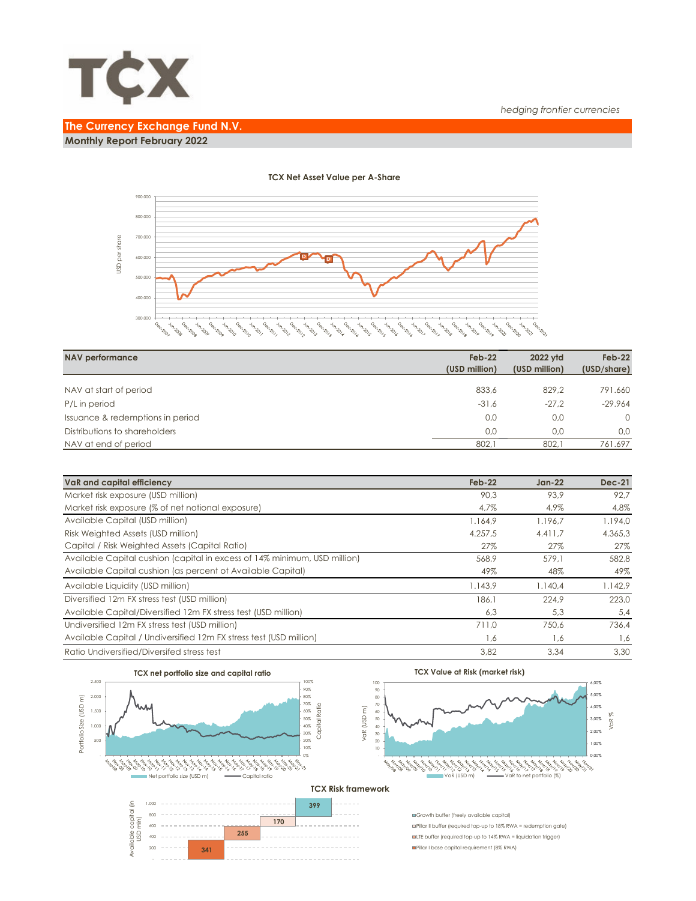*hedging frontier currencies*

## The Currency Exchange Fund N.V.

### Monthly Report February 2022

**TCX Net Asset Value per A-Share**

| NAV performance | Feb-22 (USD million) | 2022 ytd (USD million) | Feb-22 (USD/share) |
|---|---|---|---|
| NAV at start of period | 833,6 | 829,2 | 791.660 |
| P/L in period | -31,6 | -27,2 | -29.964 |
| Issuance & redemptions in period | 0,0 | 0,0 | 0 |
| Distributions to shareholders | 0,0 | 0,0 | 0,0 |
| NAV at end of period | 802,1 | 802,1 | 761.697 |

| VaR and capital efficiency | Feb-22 | Jan-22 | Dec-21 |
|---|---|---|---|
| Market risk exposure (USD million) | 90,3 | 93,9 | 92,7 |
| Market risk exposure (% of net notional exposure) | 4,7% | 4,9% | 4,8% |
| Available Capital (USD million) | 1.164,9 | 1.196,7 | 1.194,0 |
| Risk Weighted Assets (USD million) | 4.257,5 | 4.411,7 | 4.365,3 |
| Capital / Risk Weighted Assets (Capital Ratio) | 27% | 27% | 27% |
| Available Capital cushion (capital in excess of 14% minimum, USD million) | 568,9 | 579,1 | 582,8 |
| Available Capital cushion (as percent of Available Capital) | 49% | 48% | 49% |
| Available Liquidity (USD million) | 1.143,9 | 1.140,4 | 1.142,9 |
| Diversified 12m FX stress test (USD million) | 186,1 | 224,9 | 223,0 |
| Available Capital/Diversified 12m FX stress test (USD million) | 6,3 | 5,3 | 5,4 |
| Undiversified 12m FX stress test (USD million) | 711,0 | 750,6 | 736,4 |
| Available Capital / Undiversified 12m FX stress test (USD million) | 1,6 | 1,6 | 1,6 |
| Ratio Undiversified/Diversifed stress test | 3,82 | 3,34 | 3,30 |

**TCX net portfolio size and capital ratio**

**TCX Value at Risk (market risk)**

**TCX Risk framework**

- Growth buffer (freely available capital): 399
- Pillar II buffer (required top-up to 18% RWA = redemption gate): 170
- LTE buffer (required top-up to 14% RWA = liquidation trigger): 255
- Pillar I base capital requirement (8% RWA): 341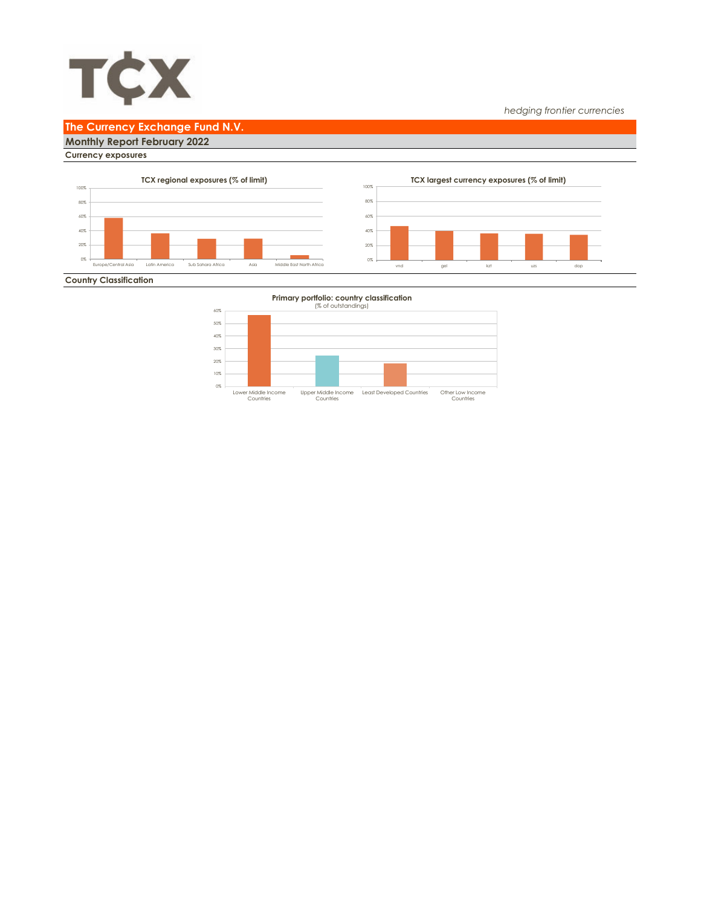TCX

*hedging frontier currencies*

# The Currency Exchange Fund N.V.

## Monthly Report February 2022

### Currency exposures

**TCX regional exposures (% of limit)**

100%
80%
60%
40%
20%
0%

Europe/Central Asia
Latin America
Sub Sahara Africa
Asia
Middle East North Africa

**TCX largest currency exposures (% of limit)**

100%
80%
60%
40%
20%
0%

vnd
gel
kzt
uzs
dop

### Country Classification

**Primary portfolio: country classification**
(% of outstandings)

60%
50%
40%
30%
20%
10%
0%

Lower Middle Income Countries
Upper Middle Income Countries
Least Developed Countries
Other Low Income Countries